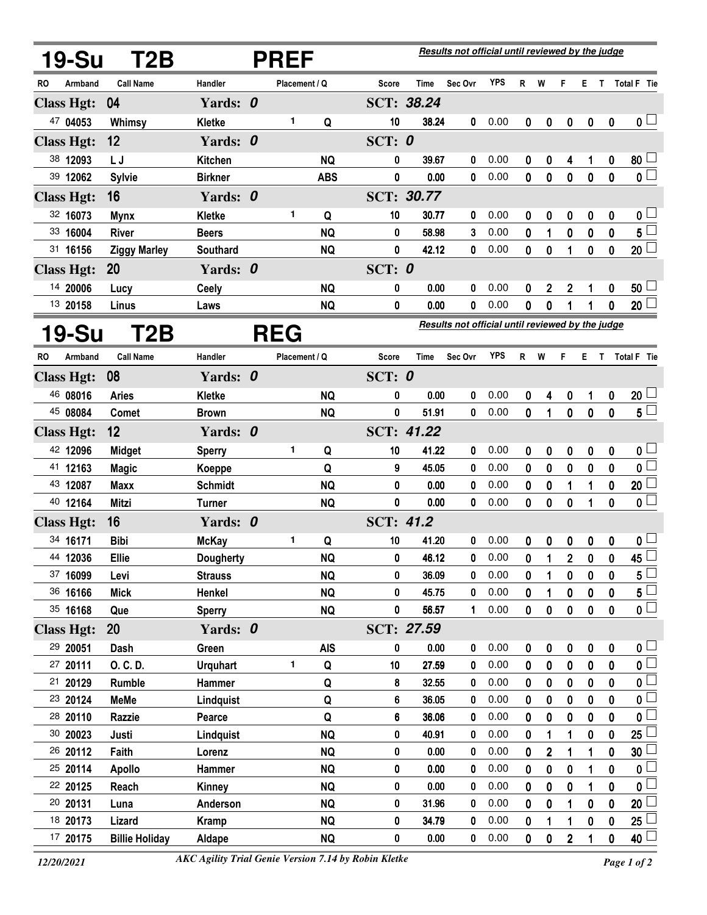## 19-Su T2B PREF

*Results not official until reviewed by the judge*

| RO | Armband | Call Name | Handler | Placement | Q | Score | Time | Sec Ovr | YPS | R | W | F | E | T | Total F | Tie |
|---|---|---|---|---|---|---|---|---|---|---|---|---|---|---|---|---|
| **Class Hgt: 04** | | | **Yards: 0** | | | **SCT: 38.24** | | | | | | | | | | |
| 47 | 04053 | Whimsy | Kletke | 1 | Q | 10 | 38.24 | 0 | 0.00 | 0 | 0 | 0 | 0 | 0 | 0 | |
| **Class Hgt: 12** | | | **Yards: 0** | | | **SCT: 0** | | | | | | | | | | |
| 38 | 12093 | L J | Kitchen | | NQ | 0 | 39.67 | 0 | 0.00 | 0 | 0 | 4 | 1 | 0 | 80 | |
| 39 | 12062 | Sylvie | Birkner | | ABS | 0 | 0.00 | 0 | 0.00 | 0 | 0 | 0 | 0 | 0 | 0 | |
| **Class Hgt: 16** | | | **Yards: 0** | | | **SCT: 30.77** | | | | | | | | | | |
| 32 | 16073 | Mynx | Kletke | 1 | Q | 10 | 30.77 | 0 | 0.00 | 0 | 0 | 0 | 0 | 0 | 0 | |
| 33 | 16004 | River | Beers | | NQ | 0 | 58.98 | 3 | 0.00 | 0 | 1 | 0 | 0 | 0 | 5 | |
| 31 | 16156 | Ziggy Marley | Southard | | NQ | 0 | 42.12 | 0 | 0.00 | 0 | 0 | 1 | 0 | 0 | 20 | |
| **Class Hgt: 20** | | | **Yards: 0** | | | **SCT: 0** | | | | | | | | | | |
| 14 | 20006 | Lucy | Ceely | | NQ | 0 | 0.00 | 0 | 0.00 | 0 | 2 | 2 | 1 | 0 | 50 | |
| 13 | 20158 | Linus | Laws | | NQ | 0 | 0.00 | 0 | 0.00 | 0 | 0 | 1 | 1 | 0 | 20 | |

## 19-Su T2B REG

*Results not official until reviewed by the judge*

| RO | Armband | Call Name | Handler | Placement | Q | Score | Time | Sec Ovr | YPS | R | W | F | E | T | Total F | Tie |
|---|---|---|---|---|---|---|---|---|---|---|---|---|---|---|---|---|
| **Class Hgt: 08** | | | **Yards: 0** | | | **SCT: 0** | | | | | | | | | | |
| 46 | 08016 | Aries | Kletke | | NQ | 0 | 0.00 | 0 | 0.00 | 0 | 4 | 0 | 1 | 0 | 20 | |
| 45 | 08084 | Comet | Brown | | NQ | 0 | 51.91 | 0 | 0.00 | 0 | 1 | 0 | 0 | 0 | 5 | |
| **Class Hgt: 12** | | | **Yards: 0** | | | **SCT: 41.22** | | | | | | | | | | |
| 42 | 12096 | Midget | Sperry | 1 | Q | 10 | 41.22 | 0 | 0.00 | 0 | 0 | 0 | 0 | 0 | 0 | |
| 41 | 12163 | Magic | Koeppe | | Q | 9 | 45.05 | 0 | 0.00 | 0 | 0 | 0 | 0 | 0 | 0 | |
| 43 | 12087 | Maxx | Schmidt | | NQ | 0 | 0.00 | 0 | 0.00 | 0 | 0 | 1 | 1 | 0 | 20 | |
| 40 | 12164 | Mitzi | Turner | | NQ | 0 | 0.00 | 0 | 0.00 | 0 | 0 | 0 | 1 | 0 | 0 | |
| **Class Hgt: 16** | | | **Yards: 0** | | | **SCT: 41.2** | | | | | | | | | | |
| 34 | 16171 | Bibi | McKay | 1 | Q | 10 | 41.20 | 0 | 0.00 | 0 | 0 | 0 | 0 | 0 | 0 | |
| 44 | 12036 | Ellie | Dougherty | | NQ | 0 | 46.12 | 0 | 0.00 | 0 | 1 | 2 | 0 | 0 | 45 | |
| 37 | 16099 | Levi | Strauss | | NQ | 0 | 36.09 | 0 | 0.00 | 0 | 1 | 0 | 0 | 0 | 5 | |
| 36 | 16166 | Mick | Henkel | | NQ | 0 | 45.75 | 0 | 0.00 | 0 | 1 | 0 | 0 | 0 | 5 | |
| 35 | 16168 | Que | Sperry | | NQ | 0 | 56.57 | 1 | 0.00 | 0 | 0 | 0 | 0 | 0 | 0 | |
| **Class Hgt: 20** | | | **Yards: 0** | | | **SCT: 27.59** | | | | | | | | | | |
| 29 | 20051 | Dash | Green | | AIS | 0 | 0.00 | 0 | 0.00 | 0 | 0 | 0 | 0 | 0 | 0 | |
| 27 | 20111 | O. C. D. | Urquhart | 1 | Q | 10 | 27.59 | 0 | 0.00 | 0 | 0 | 0 | 0 | 0 | 0 | |
| 21 | 20129 | Rumble | Hammer | | Q | 8 | 32.55 | 0 | 0.00 | 0 | 0 | 0 | 0 | 0 | 0 | |
| 23 | 20124 | MeMe | Lindquist | | Q | 6 | 36.05 | 0 | 0.00 | 0 | 0 | 0 | 0 | 0 | 0 | |
| 28 | 20110 | Razzie | Pearce | | Q | 6 | 36.06 | 0 | 0.00 | 0 | 0 | 0 | 0 | 0 | 0 | |
| 30 | 20023 | Justi | Lindquist | | NQ | 0 | 40.91 | 0 | 0.00 | 0 | 1 | 1 | 0 | 0 | 25 | |
| 26 | 20112 | Faith | Lorenz | | NQ | 0 | 0.00 | 0 | 0.00 | 0 | 2 | 1 | 1 | 0 | 30 | |
| 25 | 20114 | Apollo | Hammer | | NQ | 0 | 0.00 | 0 | 0.00 | 0 | 0 | 0 | 1 | 0 | 0 | |
| 22 | 20125 | Reach | Kinney | | NQ | 0 | 0.00 | 0 | 0.00 | 0 | 0 | 0 | 1 | 0 | 0 | |
| 20 | 20131 | Luna | Anderson | | NQ | 0 | 31.96 | 0 | 0.00 | 0 | 0 | 1 | 0 | 0 | 20 | |
| 18 | 20173 | Lizard | Kramp | | NQ | 0 | 34.79 | 0 | 0.00 | 0 | 1 | 1 | 0 | 0 | 25 | |
| 17 | 20175 | Billie Holiday | Aldape | | NQ | 0 | 0.00 | 0 | 0.00 | 0 | 0 | 2 | 1 | 0 | 40 | |

*12/20/2021* *AKC Agility Trial Genie Version 7.14 by Robin Kletke*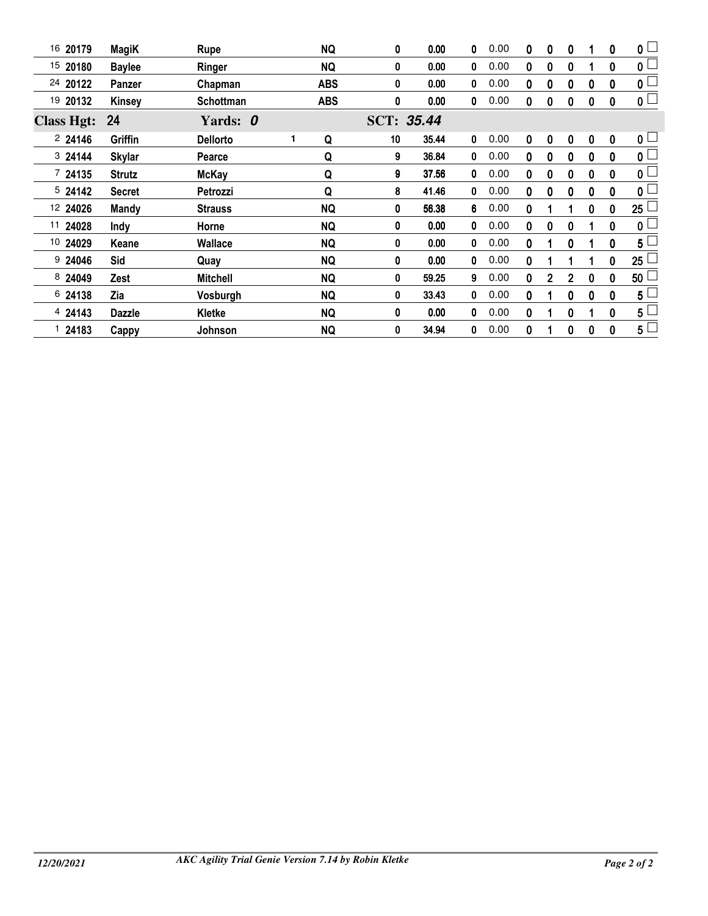| | | | | | | | | | | | | | | | |
|---|---|---|---|---|---|---|---|---|---|---|---|---|---|---|---|
| 16 20179 | MagiK | Rupe | | NQ | 0 | 0.00 | 0 | 0.00 | 0 | 0 | 0 | 1 | 0 | 0 | ☐ |
| 15 20180 | Baylee | Ringer | | NQ | 0 | 0.00 | 0 | 0.00 | 0 | 0 | 0 | 1 | 0 | 0 | ☐ |
| 24 20122 | Panzer | Chapman | | ABS | 0 | 0.00 | 0 | 0.00 | 0 | 0 | 0 | 0 | 0 | 0 | ☐ |
| 19 20132 | Kinsey | Schottman | | ABS | 0 | 0.00 | 0 | 0.00 | 0 | 0 | 0 | 0 | 0 | 0 | ☐ |
| **Class Hgt: 24** | | **Yards: *0*** | | | **SCT: *35.44*** | | | | | | | | | | |
| 2 24146 | Griffin | Dellorto | 1 | Q | 10 | 35.44 | 0 | 0.00 | 0 | 0 | 0 | 0 | 0 | 0 | ☐ |
| 3 24144 | Skylar | Pearce | | Q | 9 | 36.84 | 0 | 0.00 | 0 | 0 | 0 | 0 | 0 | 0 | ☐ |
| 7 24135 | Strutz | McKay | | Q | 9 | 37.56 | 0 | 0.00 | 0 | 0 | 0 | 0 | 0 | 0 | ☐ |
| 5 24142 | Secret | Petrozzi | | Q | 8 | 41.46 | 0 | 0.00 | 0 | 0 | 0 | 0 | 0 | 0 | ☐ |
| 12 24026 | Mandy | Strauss | | NQ | 0 | 56.38 | 6 | 0.00 | 0 | 1 | 1 | 0 | 0 | 25 | ☐ |
| 11 24028 | Indy | Horne | | NQ | 0 | 0.00 | 0 | 0.00 | 0 | 0 | 0 | 1 | 0 | 0 | ☐ |
| 10 24029 | Keane | Wallace | | NQ | 0 | 0.00 | 0 | 0.00 | 0 | 1 | 0 | 1 | 0 | 5 | ☐ |
| 9 24046 | Sid | Quay | | NQ | 0 | 0.00 | 0 | 0.00 | 0 | 1 | 1 | 1 | 0 | 25 | ☐ |
| 8 24049 | Zest | Mitchell | | NQ | 0 | 59.25 | 9 | 0.00 | 0 | 2 | 2 | 0 | 0 | 50 | ☐ |
| 6 24138 | Zia | Vosburgh | | NQ | 0 | 33.43 | 0 | 0.00 | 0 | 1 | 0 | 0 | 0 | 5 | ☐ |
| 4 24143 | Dazzle | Kletke | | NQ | 0 | 0.00 | 0 | 0.00 | 0 | 1 | 0 | 1 | 0 | 5 | ☐ |
| 1 24183 | Cappy | Johnson | | NQ | 0 | 34.94 | 0 | 0.00 | 0 | 1 | 0 | 0 | 0 | 5 | ☐ |

*12/20/2021* *AKC Agility Trial Genie Version 7.14 by Robin Kletke*